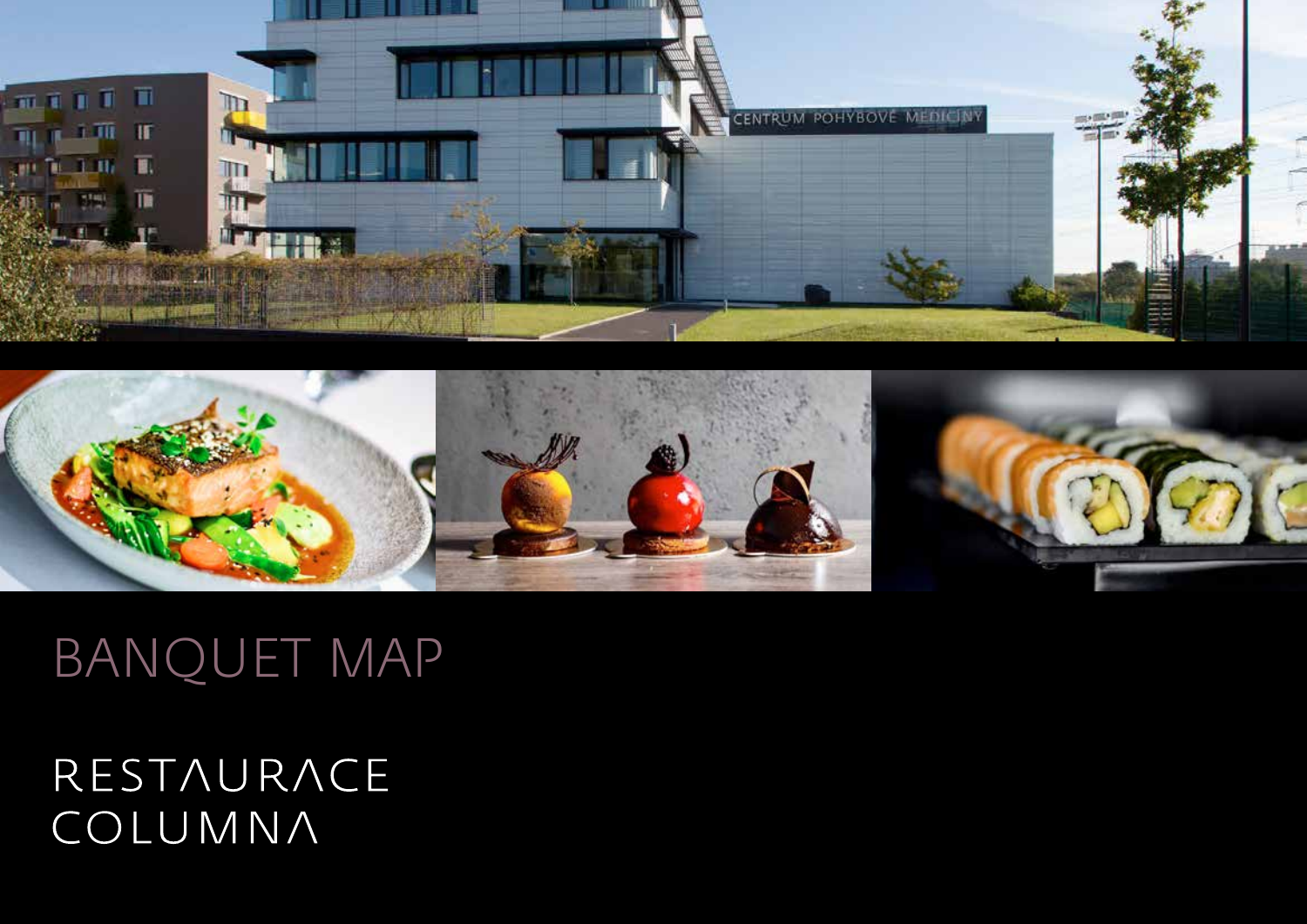# BANQUET MAP

RESTAURACE
COLUMNA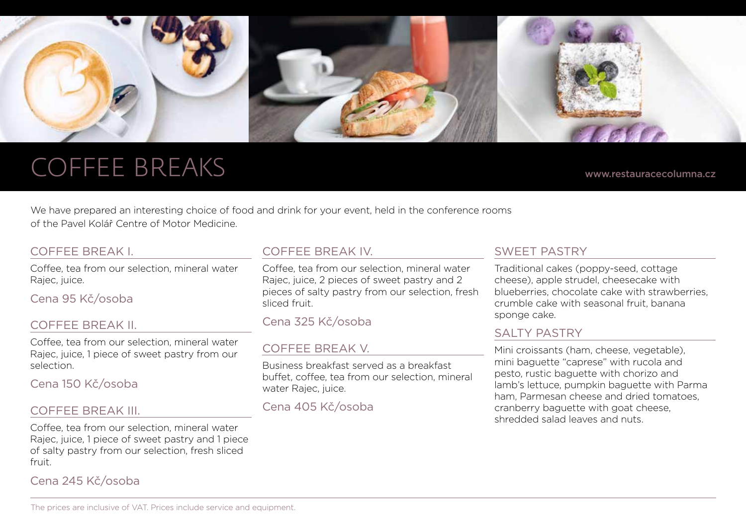# COFFEE BREAKS

www.restauracecolumna.cz

We have prepared an interesting choice of food and drink for your event, held in the conference rooms of the Pavel Kolář Centre of Motor Medicine.

## COFFEE BREAK I.

Coffee, tea from our selection, mineral water Rajec, juice.

Cena 95 Kč/osoba

## COFFEE BREAK II.

Coffee, tea from our selection, mineral water Rajec, juice, 1 piece of sweet pastry from our selection.

Cena 150 Kč/osoba

## COFFEE BREAK III.

Coffee, tea from our selection, mineral water Rajec, juice, 1 piece of sweet pastry and 1 piece of salty pastry from our selection, fresh sliced fruit.

Cena 245 Kč/osoba

## COFFEE BREAK IV.

Coffee, tea from our selection, mineral water Rajec, juice, 2 pieces of sweet pastry and 2 pieces of salty pastry from our selection, fresh sliced fruit.

Cena 325 Kč/osoba

## COFFEE BREAK V.

Business breakfast served as a breakfast buffet, coffee, tea from our selection, mineral water Rajec, juice.

Cena 405 Kč/osoba

## SWEET PASTRY

Traditional cakes (poppy-seed, cottage cheese), apple strudel, cheesecake with blueberries, chocolate cake with strawberries, crumble cake with seasonal fruit, banana sponge cake.

## SALTY PASTRY

Mini croissants (ham, cheese, vegetable), mini baguette "caprese" with rucola and pesto, rustic baguette with chorizo and lamb's lettuce, pumpkin baguette with Parma ham, Parmesan cheese and dried tomatoes, cranberry baguette with goat cheese, shredded salad leaves and nuts.

The prices are inclusive of VAT. Prices include service and equipment.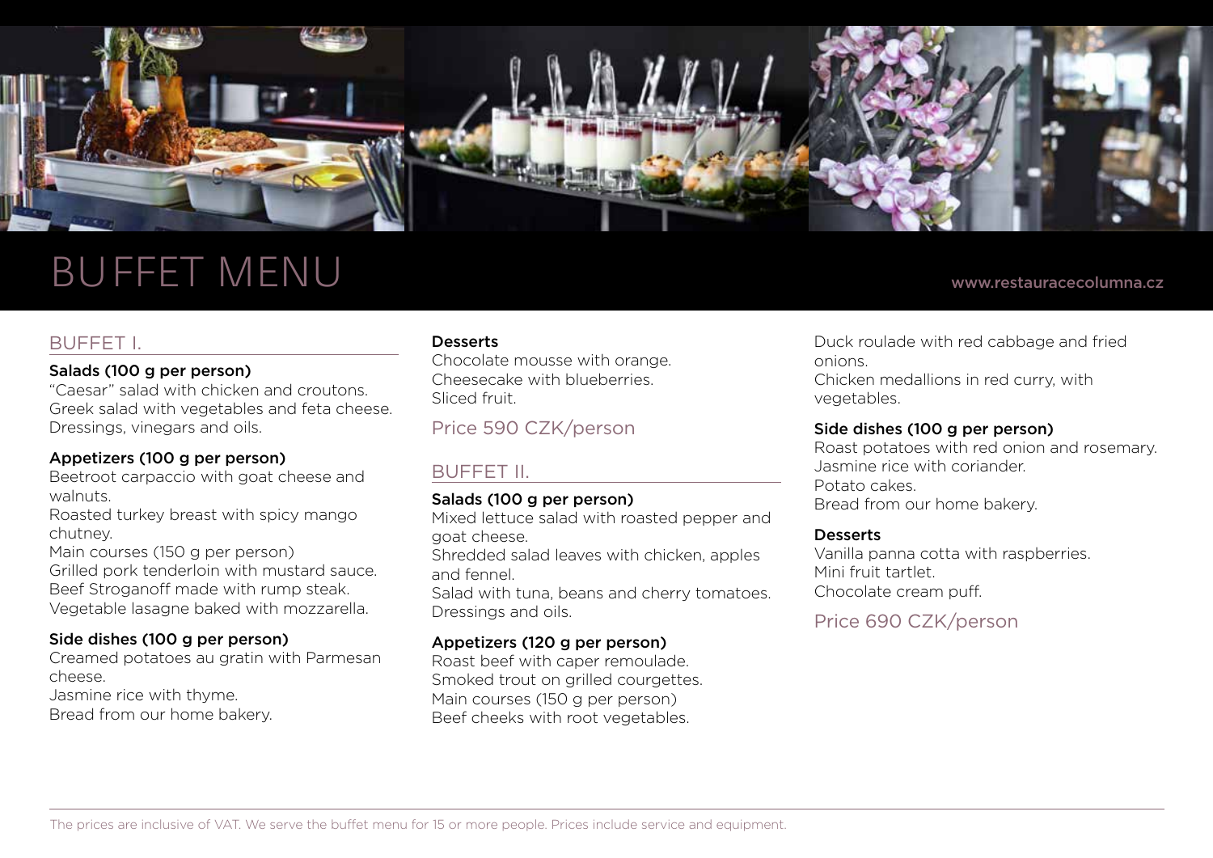# BUFFET MENU

www.restauracecolumna.cz

## BUFFET I.

**Salads (100 g per person)**

"Caesar" salad with chicken and croutons.
Greek salad with vegetables and feta cheese.
Dressings, vinegars and oils.

**Appetizers (100 g per person)**

Beetroot carpaccio with goat cheese and walnuts.
Roasted turkey breast with spicy mango chutney.
Main courses (150 g per person)
Grilled pork tenderloin with mustard sauce.
Beef Stroganoff made with rump steak.
Vegetable lasagne baked with mozzarella.

**Side dishes (100 g per person)**

Creamed potatoes au gratin with Parmesan cheese.
Jasmine rice with thyme.
Bread from our home bakery.

**Desserts**

Chocolate mousse with orange.
Cheesecake with blueberries.
Sliced fruit.

Price 590 CZK/person

## BUFFET II.

**Salads (100 g per person)**

Mixed lettuce salad with roasted pepper and goat cheese.
Shredded salad leaves with chicken, apples and fennel.
Salad with tuna, beans and cherry tomatoes.
Dressings and oils.

**Appetizers (120 g per person)**

Roast beef with caper remoulade.
Smoked trout on grilled courgettes.
Main courses (150 g per person)
Beef cheeks with root vegetables.
Duck roulade with red cabbage and fried onions.
Chicken medallions in red curry, with vegetables.

**Side dishes (100 g per person)**

Roast potatoes with red onion and rosemary.
Jasmine rice with coriander.
Potato cakes.
Bread from our home bakery.

**Desserts**

Vanilla panna cotta with raspberries.
Mini fruit tartlet.
Chocolate cream puff.

Price 690 CZK/person

The prices are inclusive of VAT. We serve the buffet menu for 15 or more people. Prices include service and equipment.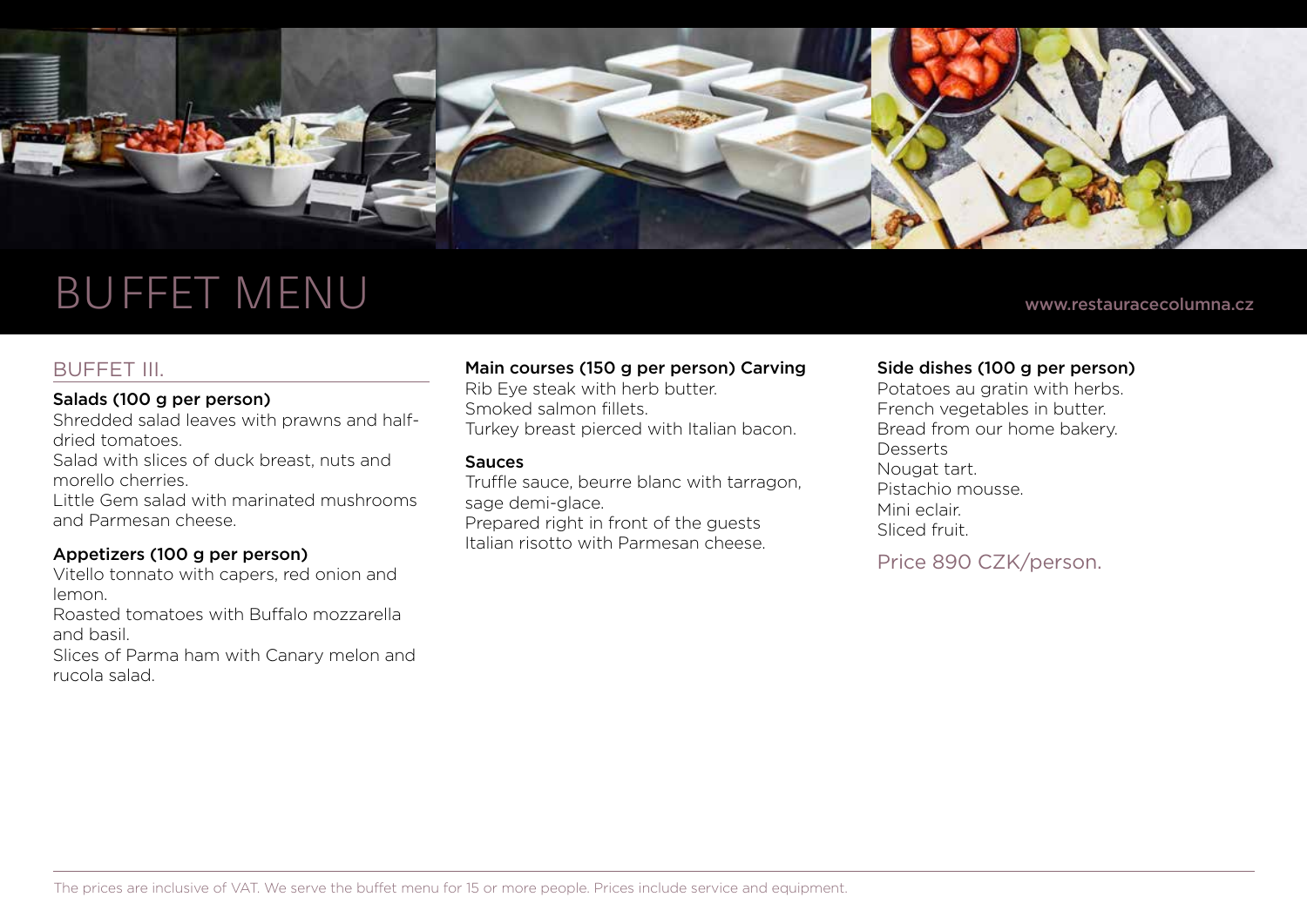# BUFFET MENU

www.restauracecolumna.cz

## BUFFET III.

**Salads (100 g per person)**

Shredded salad leaves with prawns and half-dried tomatoes.
Salad with slices of duck breast, nuts and morello cherries.
Little Gem salad with marinated mushrooms and Parmesan cheese.

**Appetizers (100 g per person)**

Vitello tonnato with capers, red onion and lemon.
Roasted tomatoes with Buffalo mozzarella and basil.
Slices of Parma ham with Canary melon and rucola salad.

**Main courses (150 g per person) Carving**

Rib Eye steak with herb butter.
Smoked salmon fillets.
Turkey breast pierced with Italian bacon.

**Sauces**

Truffle sauce, beurre blanc with tarragon, sage demi-glace.
Prepared right in front of the guests
Italian risotto with Parmesan cheese.

**Side dishes (100 g per person)**

Potatoes au gratin with herbs.
French vegetables in butter.
Bread from our home bakery.
Desserts
Nougat tart.
Pistachio mousse.
Mini eclair.
Sliced fruit.

Price 890 CZK/person.

The prices are inclusive of VAT. We serve the buffet menu for 15 or more people. Prices include service and equipment.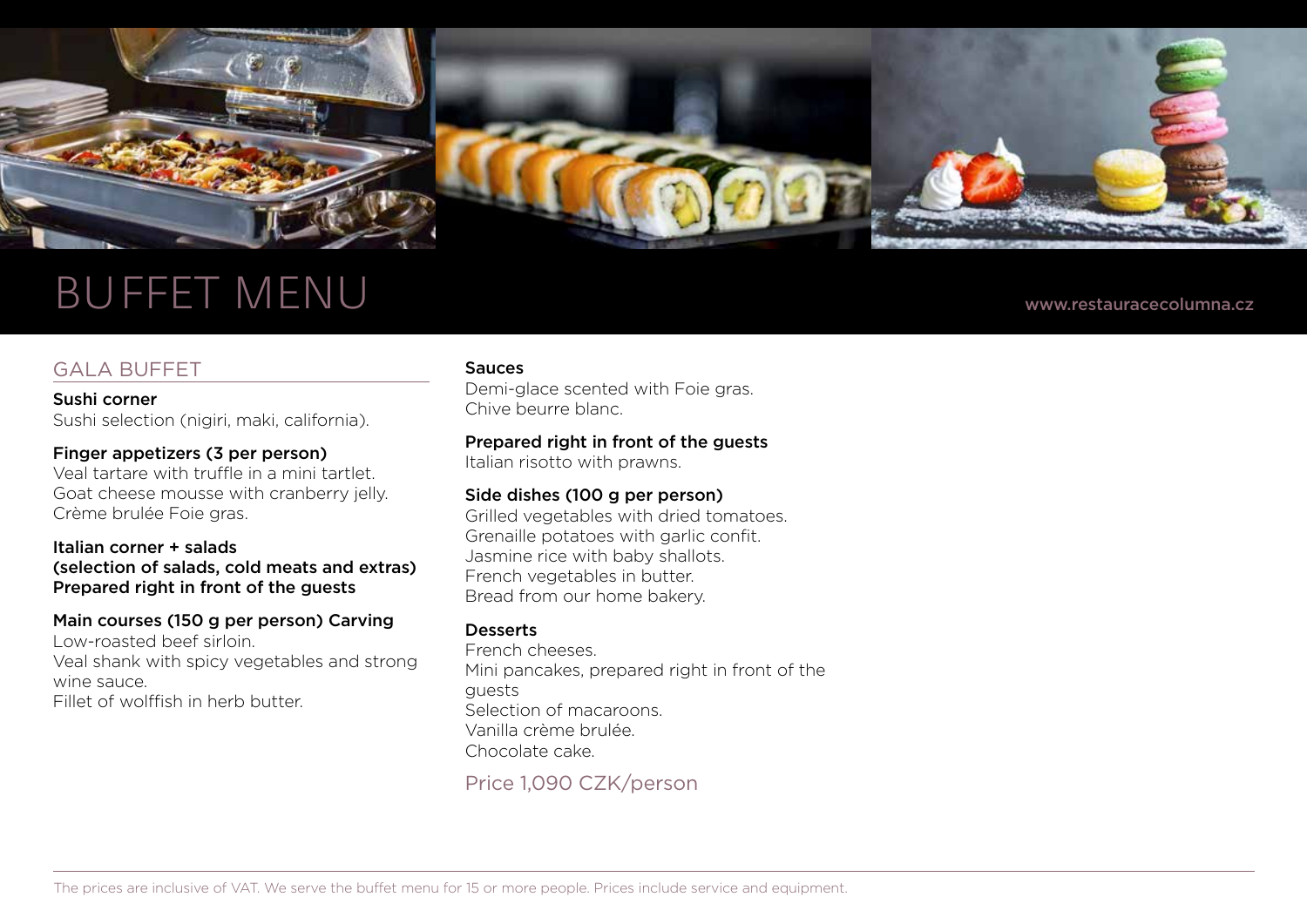# BUFFET MENU

www.restauracecolumna.cz

## GALA BUFFET

**Sushi corner**
Sushi selection (nigiri, maki, california).

**Finger appetizers (3 per person)**
Veal tartare with truffle in a mini tartlet.
Goat cheese mousse with cranberry jelly.
Crème brulée Foie gras.

**Italian corner + salads**
**(selection of salads, cold meats and extras)**
**Prepared right in front of the guests**

**Main courses (150 g per person) Carving**
Low-roasted beef sirloin.
Veal shank with spicy vegetables and strong wine sauce.
Fillet of wolffish in herb butter.

**Sauces**
Demi-glace scented with Foie gras.
Chive beurre blanc.

**Prepared right in front of the guests**
Italian risotto with prawns.

**Side dishes (100 g per person)**
Grilled vegetables with dried tomatoes.
Grenaille potatoes with garlic confit.
Jasmine rice with baby shallots.
French vegetables in butter.
Bread from our home bakery.

**Desserts**
French cheeses.
Mini pancakes, prepared right in front of the guests
Selection of macaroons.
Vanilla crème brulée.
Chocolate cake.

Price 1,090 CZK/person

The prices are inclusive of VAT. We serve the buffet menu for 15 or more people. Prices include service and equipment.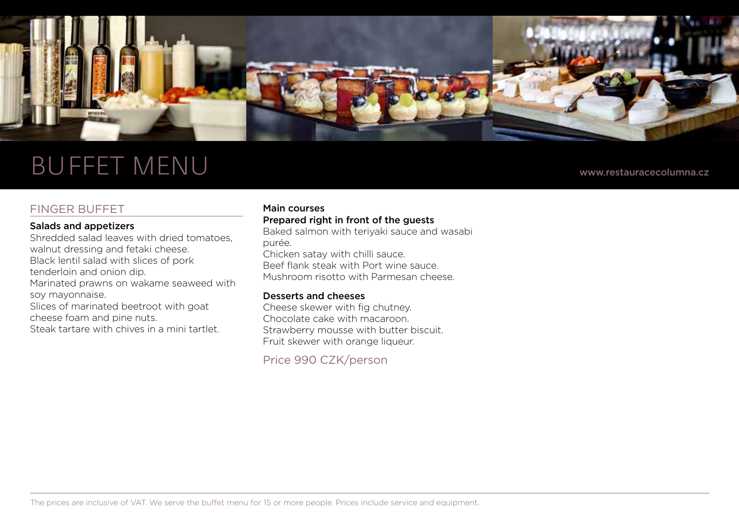# BUFFET MENU

www.restauracecolumna.cz

## FINGER BUFFET

**Salads and appetizers**

Shredded salad leaves with dried tomatoes, walnut dressing and fetaki cheese.
Black lentil salad with slices of pork tenderloin and onion dip.
Marinated prawns on wakame seaweed with soy mayonnaise.
Slices of marinated beetroot with goat cheese foam and pine nuts.
Steak tartare with chives in a mini tartlet.

**Main courses**
**Prepared right in front of the guests**

Baked salmon with teriyaki sauce and wasabi purée.
Chicken satay with chilli sauce.
Beef flank steak with Port wine sauce.
Mushroom risotto with Parmesan cheese.

**Desserts and cheeses**

Cheese skewer with fig chutney.
Chocolate cake with macaroon.
Strawberry mousse with butter biscuit.
Fruit skewer with orange liqueur.

Price 990 CZK/person

The prices are inclusive of VAT. We serve the buffet menu for 15 or more people. Prices include service and equipment.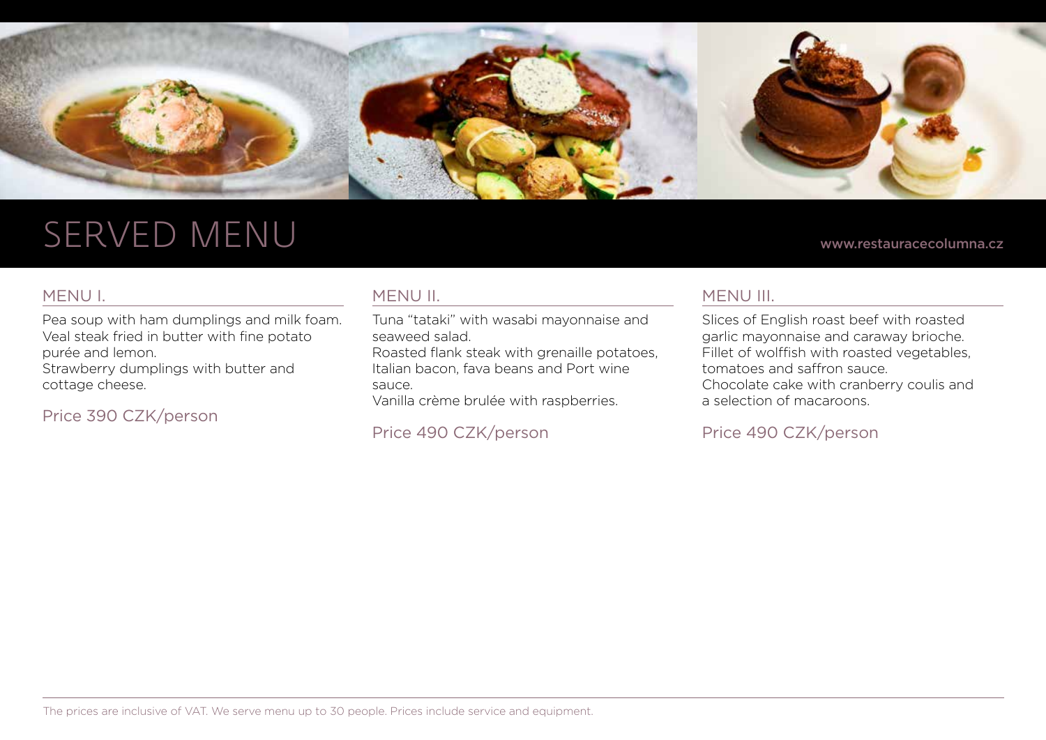# SERVED MENU

www.restauracecolumna.cz

## MENU I.

Pea soup with ham dumplings and milk foam.
Veal steak fried in butter with fine potato purée and lemon.
Strawberry dumplings with butter and cottage cheese.

Price 390 CZK/person

## MENU II.

Tuna "tataki" with wasabi mayonnaise and seaweed salad.
Roasted flank steak with grenaille potatoes, Italian bacon, fava beans and Port wine sauce.
Vanilla crème brulée with raspberries.

Price 490 CZK/person

## MENU III.

Slices of English roast beef with roasted garlic mayonnaise and caraway brioche.
Fillet of wolffish with roasted vegetables, tomatoes and saffron sauce.
Chocolate cake with cranberry coulis and a selection of macaroons.

Price 490 CZK/person

The prices are inclusive of VAT. We serve menu up to 30 people. Prices include service and equipment.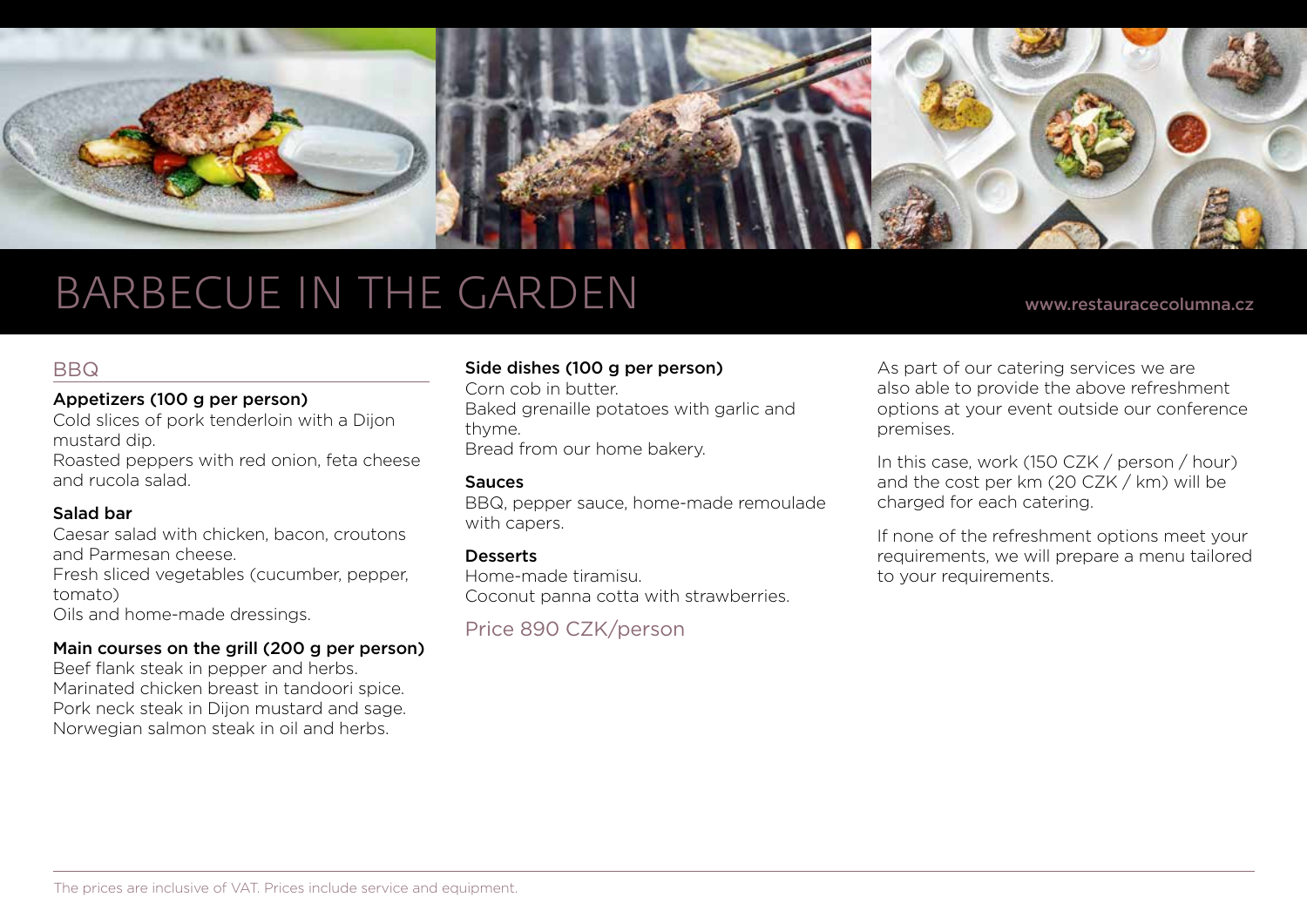# BARBECUE IN THE GARDEN

www.restauracecolumna.cz

## BBQ

### Appetizers (100 g per person)

Cold slices of pork tenderloin with a Dijon mustard dip.
Roasted peppers with red onion, feta cheese and rucola salad.

### Salad bar

Caesar salad with chicken, bacon, croutons and Parmesan cheese.
Fresh sliced vegetables (cucumber, pepper, tomato)
Oils and home-made dressings.

### Main courses on the grill (200 g per person)

Beef flank steak in pepper and herbs.
Marinated chicken breast in tandoori spice.
Pork neck steak in Dijon mustard and sage.
Norwegian salmon steak in oil and herbs.

### Side dishes (100 g per person)

Corn cob in butter.
Baked grenaille potatoes with garlic and thyme.
Bread from our home bakery.

### Sauces

BBQ, pepper sauce, home-made remoulade with capers.

### Desserts

Home-made tiramisu.
Coconut panna cotta with strawberries.

Price 890 CZK/person

As part of our catering services we are also able to provide the above refreshment options at your event outside our conference premises.

In this case, work (150 CZK / person / hour) and the cost per km (20 CZK / km) will be charged for each catering.

If none of the refreshment options meet your requirements, we will prepare a menu tailored to your requirements.

The prices are inclusive of VAT. Prices include service and equipment.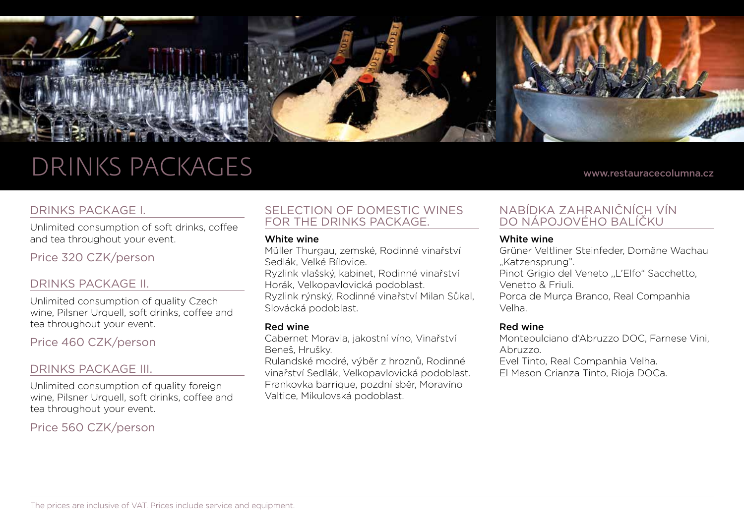# DRINKS PACKAGES

www.restauracecolumna.cz

## DRINKS PACKAGE I.

Unlimited consumption of soft drinks, coffee and tea throughout your event.

Price 320 CZK/person

## DRINKS PACKAGE II.

Unlimited consumption of quality Czech wine, Pilsner Urquell, soft drinks, coffee and tea throughout your event.

Price 460 CZK/person

## DRINKS PACKAGE III.

Unlimited consumption of quality foreign wine, Pilsner Urquell, soft drinks, coffee and tea throughout your event.

Price 560 CZK/person

## SELECTION OF DOMESTIC WINES FOR THE DRINKS PACKAGE.

**White wine**

Müller Thurgau, zemské, Rodinné vinařství Sedlák, Velké Bílovice.
Ryzlink vlašský, kabinet, Rodinné vinařství Horák, Velkopavlovická podoblast.
Ryzlink rýnský, Rodinné vinařství Milan Sůkal, Slovácká podoblast.

**Red wine**

Cabernet Moravia, jakostní víno, Vinařství Beneš, Hrušky.
Rulandské modré, výběr z hroznů, Rodinné vinařství Sedlák, Velkopavlovická podoblast.
Frankovka barrique, pozdní sběr, Moravíno Valtice, Mikulovská podoblast.

## NABÍDKA ZAHRANIČNÍCH VÍN DO NÁPOJOVÉHO BALÍČKU

**White wine**

Grüner Veltliner Steinfeder, Domäne Wachau „Katzensprung".
Pinot Grigio del Veneto „L'Elfo" Sacchetto, Venetto & Friuli.
Porca de Murça Branco, Real Companhia Velha.

**Red wine**

Montepulciano d'Abruzzo DOC, Farnese Vini, Abruzzo.
Evel Tinto, Real Companhia Velha.
El Meson Crianza Tinto, Rioja DOCa.

The prices are inclusive of VAT. Prices include service and equipment.